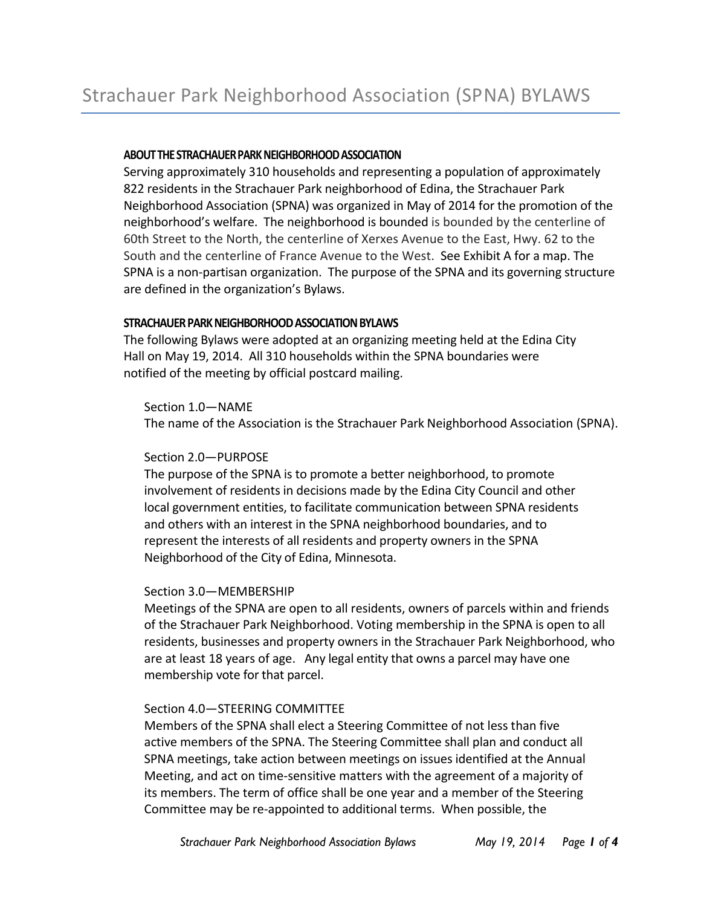# Strachauer Park Neighborhood Association (SPNA) BYLAWS

**ABOUT THE STRACHAUER PARK NEIGHBORHOOD ASSOCIATION**

Serving approximately 310 households and representing a population of approximately 822 residents in the Strachauer Park neighborhood of Edina, the Strachauer Park Neighborhood Association (SPNA) was organized in May of 2014 for the promotion of the neighborhood's welfare. The neighborhood is bounded is bounded by the centerline of 60th Street to the North, the centerline of Xerxes Avenue to the East, Hwy. 62 to the South and the centerline of France Avenue to the West. See Exhibit A for a map. The SPNA is a non-partisan organization. The purpose of the SPNA and its governing structure are defined in the organization's Bylaws.

**STRACHAUER PARK NEIGHBORHOOD ASSOCIATION BYLAWS**

The following Bylaws were adopted at an organizing meeting held at the Edina City Hall on May 19, 2014. All 310 households within the SPNA boundaries were notified of the meeting by official postcard mailing.

Section 1.0—NAME

The name of the Association is the Strachauer Park Neighborhood Association (SPNA).

Section 2.0—PURPOSE

The purpose of the SPNA is to promote a better neighborhood, to promote involvement of residents in decisions made by the Edina City Council and other local government entities, to facilitate communication between SPNA residents and others with an interest in the SPNA neighborhood boundaries, and to represent the interests of all residents and property owners in the SPNA Neighborhood of the City of Edina, Minnesota.

Section 3.0—MEMBERSHIP

Meetings of the SPNA are open to all residents, owners of parcels within and friends of the Strachauer Park Neighborhood. Voting membership in the SPNA is open to all residents, businesses and property owners in the Strachauer Park Neighborhood, who are at least 18 years of age. Any legal entity that owns a parcel may have one membership vote for that parcel.

Section 4.0—STEERING COMMITTEE

Members of the SPNA shall elect a Steering Committee of not less than five active members of the SPNA. The Steering Committee shall plan and conduct all SPNA meetings, take action between meetings on issues identified at the Annual Meeting, and act on time-sensitive matters with the agreement of a majority of its members. The term of office shall be one year and a member of the Steering Committee may be re-appointed to additional terms. When possible, the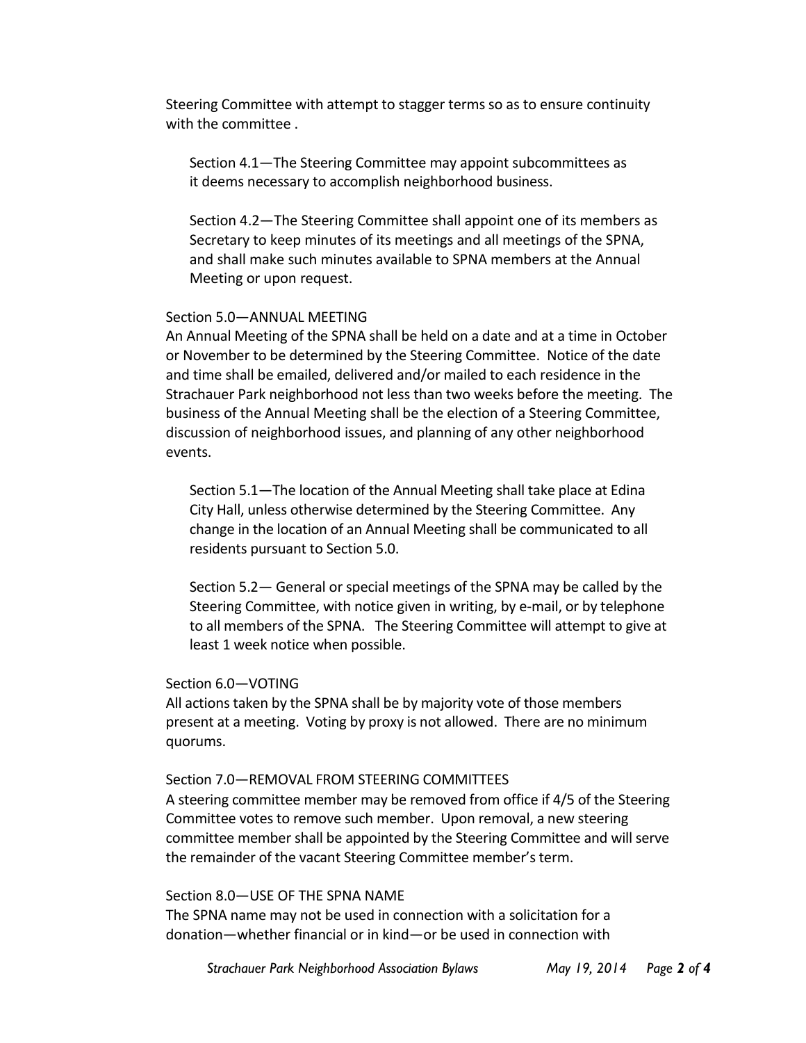Steering Committee with attempt to stagger terms so as to ensure continuity with the committee .

Section 4.1—The Steering Committee may appoint subcommittees as it deems necessary to accomplish neighborhood business.

Section 4.2—The Steering Committee shall appoint one of its members as Secretary to keep minutes of its meetings and all meetings of the SPNA, and shall make such minutes available to SPNA members at the Annual Meeting or upon request.

Section 5.0—ANNUAL MEETING

An Annual Meeting of the SPNA shall be held on a date and at a time in October or November to be determined by the Steering Committee. Notice of the date and time shall be emailed, delivered and/or mailed to each residence in the Strachauer Park neighborhood not less than two weeks before the meeting. The business of the Annual Meeting shall be the election of a Steering Committee, discussion of neighborhood issues, and planning of any other neighborhood events.

Section 5.1—The location of the Annual Meeting shall take place at Edina City Hall, unless otherwise determined by the Steering Committee. Any change in the location of an Annual Meeting shall be communicated to all residents pursuant to Section 5.0.

Section 5.2— General or special meetings of the SPNA may be called by the Steering Committee, with notice given in writing, by e-mail, or by telephone to all members of the SPNA. The Steering Committee will attempt to give at least 1 week notice when possible.

Section 6.0—VOTING

All actions taken by the SPNA shall be by majority vote of those members present at a meeting. Voting by proxy is not allowed. There are no minimum quorums.

Section 7.0—REMOVAL FROM STEERING COMMITTEES

A steering committee member may be removed from office if 4/5 of the Steering Committee votes to remove such member. Upon removal, a new steering committee member shall be appointed by the Steering Committee and will serve the remainder of the vacant Steering Committee member's term.

Section 8.0—USE OF THE SPNA NAME

The SPNA name may not be used in connection with a solicitation for a donation—whether financial or in kind—or be used in connection with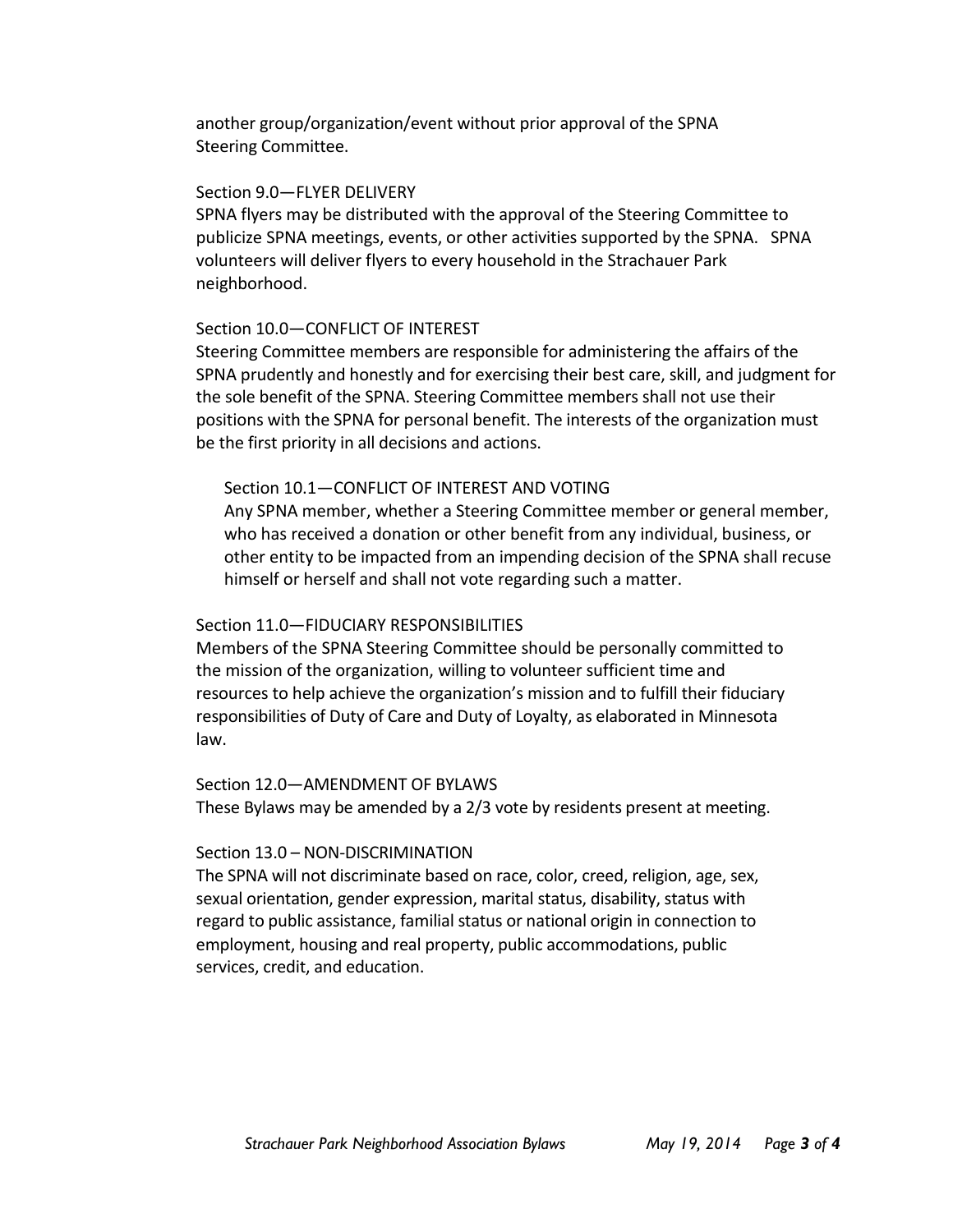another group/organization/event without prior approval of the SPNA Steering Committee.

Section 9.0—FLYER DELIVERY

SPNA flyers may be distributed with the approval of the Steering Committee to publicize SPNA meetings, events, or other activities supported by the SPNA. SPNA volunteers will deliver flyers to every household in the Strachauer Park neighborhood.

Section 10.0—CONFLICT OF INTEREST

Steering Committee members are responsible for administering the affairs of the SPNA prudently and honestly and for exercising their best care, skill, and judgment for the sole benefit of the SPNA. Steering Committee members shall not use their positions with the SPNA for personal benefit. The interests of the organization must be the first priority in all decisions and actions.

Section 10.1—CONFLICT OF INTEREST AND VOTING

Any SPNA member, whether a Steering Committee member or general member, who has received a donation or other benefit from any individual, business, or other entity to be impacted from an impending decision of the SPNA shall recuse himself or herself and shall not vote regarding such a matter.

Section 11.0—FIDUCIARY RESPONSIBILITIES

Members of the SPNA Steering Committee should be personally committed to the mission of the organization, willing to volunteer sufficient time and resources to help achieve the organization's mission and to fulfill their fiduciary responsibilities of Duty of Care and Duty of Loyalty, as elaborated in Minnesota law.

Section 12.0—AMENDMENT OF BYLAWS

These Bylaws may be amended by a 2/3 vote by residents present at meeting.

Section 13.0 – NON-DISCRIMINATION

The SPNA will not discriminate based on race, color, creed, religion, age, sex, sexual orientation, gender expression, marital status, disability, status with regard to public assistance, familial status or national origin in connection to employment, housing and real property, public accommodations, public services, credit, and education.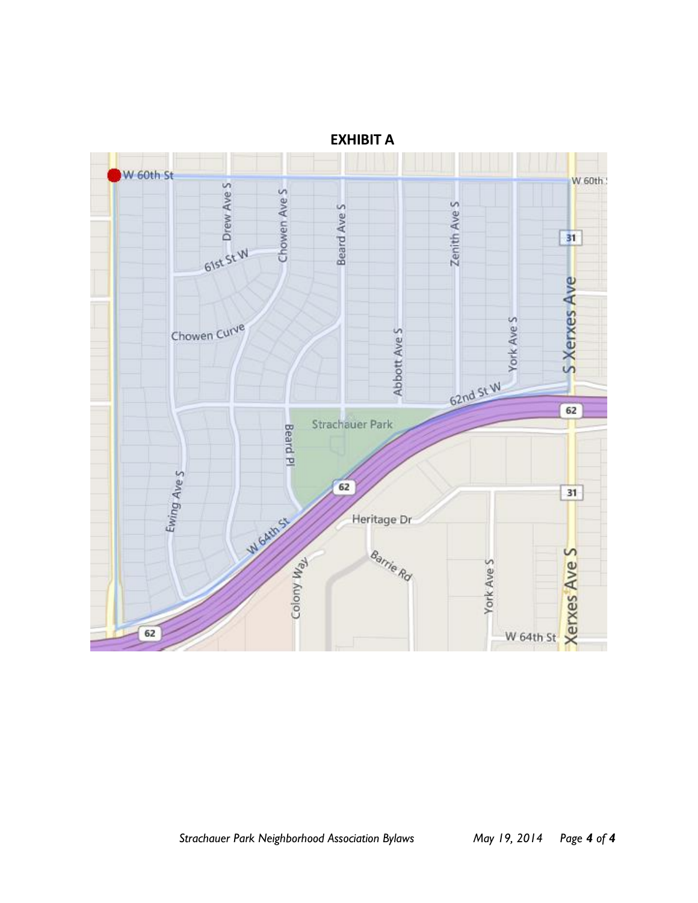# EXHIBIT A

W 60th St
W 60th St
Drew Ave S
Chowen Ave S
Beard Ave S
Zenith Ave S
31
61st St W
S Xerxes Ave
Chowen Curve
Abbott Ave S
York Ave S
62nd St W
62
Strachauer Park
Beard Pl
62
31
Ewing Ave S
Heritage Dr
W 64th St
Colony Way
Barrie Rd
York Ave S
Xerxes Ave S
62
W 64th St